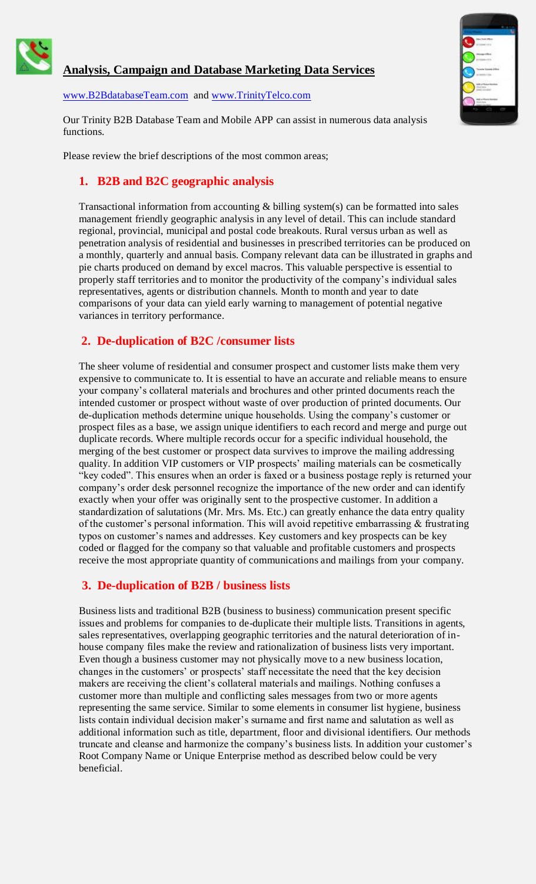# Analysis, Campaign and Database Marketing Data Services

www.B2BdatabaseTeam.com and www.TrinityTelco.com

Our Trinity B2B Database Team and Mobile APP can assist in numerous data analysis functions.

Please review the brief descriptions of the most common areas;

## 1. B2B and B2C geographic analysis

Transactional information from accounting & billing system(s) can be formatted into sales management friendly geographic analysis in any level of detail. This can include standard regional, provincial, municipal and postal code breakouts. Rural versus urban as well as penetration analysis of residential and businesses in prescribed territories can be produced on a monthly, quarterly and annual basis. Company relevant data can be illustrated in graphs and pie charts produced on demand by excel macros. This valuable perspective is essential to properly staff territories and to monitor the productivity of the company's individual sales representatives, agents or distribution channels. Month to month and year to date comparisons of your data can yield early warning to management of potential negative variances in territory performance.

## 2. De-duplication of B2C /consumer lists

The sheer volume of residential and consumer prospect and customer lists make them very expensive to communicate to. It is essential to have an accurate and reliable means to ensure your company's collateral materials and brochures and other printed documents reach the intended customer or prospect without waste of over production of printed documents. Our de-duplication methods determine unique households. Using the company's customer or prospect files as a base, we assign unique identifiers to each record and merge and purge out duplicate records. Where multiple records occur for a specific individual household, the merging of the best customer or prospect data survives to improve the mailing addressing quality. In addition VIP customers or VIP prospects' mailing materials can be cosmetically "key coded". This ensures when an order is faxed or a business postage reply is returned your company's order desk personnel recognize the importance of the new order and can identify exactly when your offer was originally sent to the prospective customer. In addition a standardization of salutations (Mr. Mrs. Ms. Etc.) can greatly enhance the data entry quality of the customer's personal information. This will avoid repetitive embarrassing & frustrating typos on customer's names and addresses. Key customers and key prospects can be key coded or flagged for the company so that valuable and profitable customers and prospects receive the most appropriate quantity of communications and mailings from your company.

## 3. De-duplication of B2B / business lists

Business lists and traditional B2B (business to business) communication present specific issues and problems for companies to de-duplicate their multiple lists. Transitions in agents, sales representatives, overlapping geographic territories and the natural deterioration of in-house company files make the review and rationalization of business lists very important. Even though a business customer may not physically move to a new business location, changes in the customers' or prospects' staff necessitate the need that the key decision makers are receiving the client's collateral materials and mailings. Nothing confuses a customer more than multiple and conflicting sales messages from two or more agents representing the same service. Similar to some elements in consumer list hygiene, business lists contain individual decision maker's surname and first name and salutation as well as additional information such as title, department, floor and divisional identifiers. Our methods truncate and cleanse and harmonize the company's business lists. In addition your customer's Root Company Name or Unique Enterprise method as described below could be very beneficial.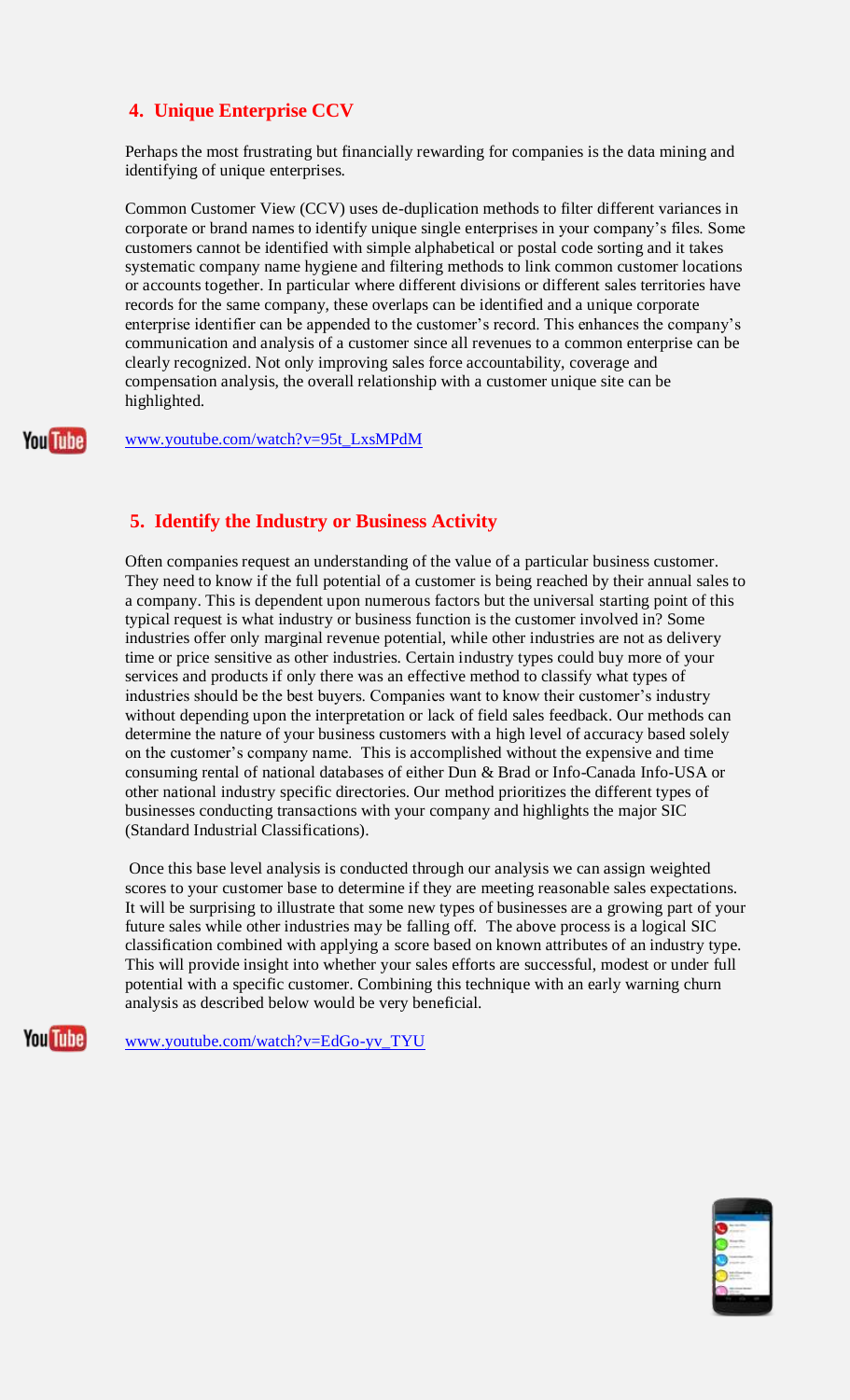## 4. Unique Enterprise CCV

Perhaps the most frustrating but financially rewarding for companies is the data mining and identifying of unique enterprises.

Common Customer View (CCV) uses de-duplication methods to filter different variances in corporate or brand names to identify unique single enterprises in your company's files. Some customers cannot be identified with simple alphabetical or postal code sorting and it takes systematic company name hygiene and filtering methods to link common customer locations or accounts together. In particular where different divisions or different sales territories have records for the same company, these overlaps can be identified and a unique corporate enterprise identifier can be appended to the customer's record. This enhances the company's communication and analysis of a customer since all revenues to a common enterprise can be clearly recognized. Not only improving sales force accountability, coverage and compensation analysis, the overall relationship with a customer unique site can be highlighted.

YouTube www.youtube.com/watch?v=95t_LxsMPdM

## 5. Identify the Industry or Business Activity

Often companies request an understanding of the value of a particular business customer. They need to know if the full potential of a customer is being reached by their annual sales to a company. This is dependent upon numerous factors but the universal starting point of this typical request is what industry or business function is the customer involved in? Some industries offer only marginal revenue potential, while other industries are not as delivery time or price sensitive as other industries. Certain industry types could buy more of your services and products if only there was an effective method to classify what types of industries should be the best buyers. Companies want to know their customer's industry without depending upon the interpretation or lack of field sales feedback. Our methods can determine the nature of your business customers with a high level of accuracy based solely on the customer's company name. This is accomplished without the expensive and time consuming rental of national databases of either Dun & Brad or Info-Canada Info-USA or other national industry specific directories. Our method prioritizes the different types of businesses conducting transactions with your company and highlights the major SIC (Standard Industrial Classifications).

Once this base level analysis is conducted through our analysis we can assign weighted scores to your customer base to determine if they are meeting reasonable sales expectations. It will be surprising to illustrate that some new types of businesses are a growing part of your future sales while other industries may be falling off. The above process is a logical SIC classification combined with applying a score based on known attributes of an industry type. This will provide insight into whether your sales efforts are successful, modest or under full potential with a specific customer. Combining this technique with an early warning churn analysis as described below would be very beneficial.

YouTube www.youtube.com/watch?v=EdGo-yv_TYU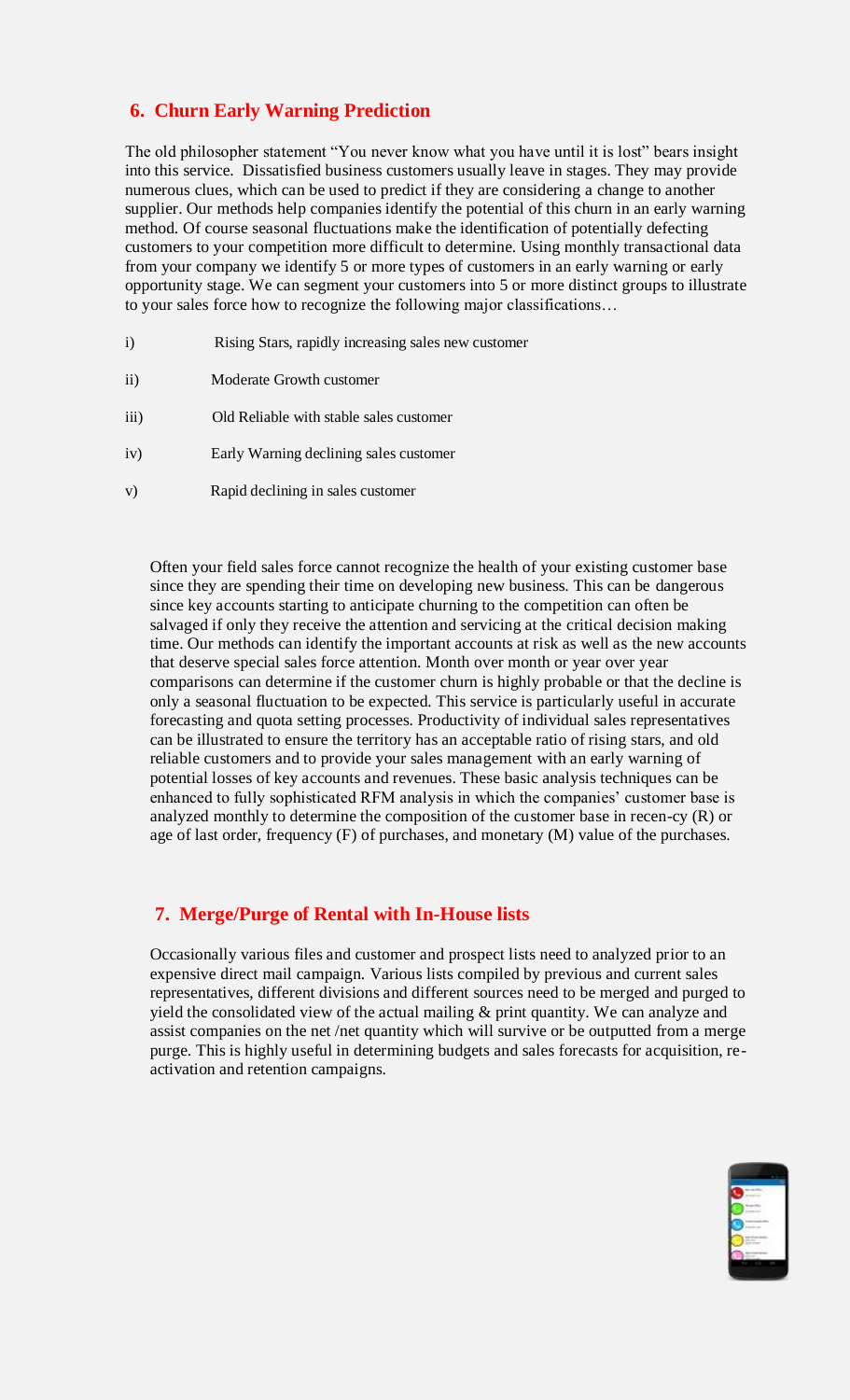## 6. Churn Early Warning Prediction

The old philosopher statement "You never know what you have until it is lost" bears insight into this service. Dissatisfied business customers usually leave in stages. They may provide numerous clues, which can be used to predict if they are considering a change to another supplier. Our methods help companies identify the potential of this churn in an early warning method. Of course seasonal fluctuations make the identification of potentially defecting customers to your competition more difficult to determine. Using monthly transactional data from your company we identify 5 or more types of customers in an early warning or early opportunity stage. We can segment your customers into 5 or more distinct groups to illustrate to your sales force how to recognize the following major classifications…

i) Rising Stars, rapidly increasing sales new customer

ii) Moderate Growth customer

iii) Old Reliable with stable sales customer

iv) Early Warning declining sales customer

v) Rapid declining in sales customer

Often your field sales force cannot recognize the health of your existing customer base since they are spending their time on developing new business. This can be dangerous since key accounts starting to anticipate churning to the competition can often be salvaged if only they receive the attention and servicing at the critical decision making time. Our methods can identify the important accounts at risk as well as the new accounts that deserve special sales force attention. Month over month or year over year comparisons can determine if the customer churn is highly probable or that the decline is only a seasonal fluctuation to be expected. This service is particularly useful in accurate forecasting and quota setting processes. Productivity of individual sales representatives can be illustrated to ensure the territory has an acceptable ratio of rising stars, and old reliable customers and to provide your sales management with an early warning of potential losses of key accounts and revenues. These basic analysis techniques can be enhanced to fully sophisticated RFM analysis in which the companies' customer base is analyzed monthly to determine the composition of the customer base in recen-cy (R) or age of last order, frequency (F) of purchases, and monetary (M) value of the purchases.

## 7. Merge/Purge of Rental with In-House lists

Occasionally various files and customer and prospect lists need to analyzed prior to an expensive direct mail campaign. Various lists compiled by previous and current sales representatives, different divisions and different sources need to be merged and purged to yield the consolidated view of the actual mailing & print quantity. We can analyze and assist companies on the net /net quantity which will survive or be outputted from a merge purge. This is highly useful in determining budgets and sales forecasts for acquisition, re-activation and retention campaigns.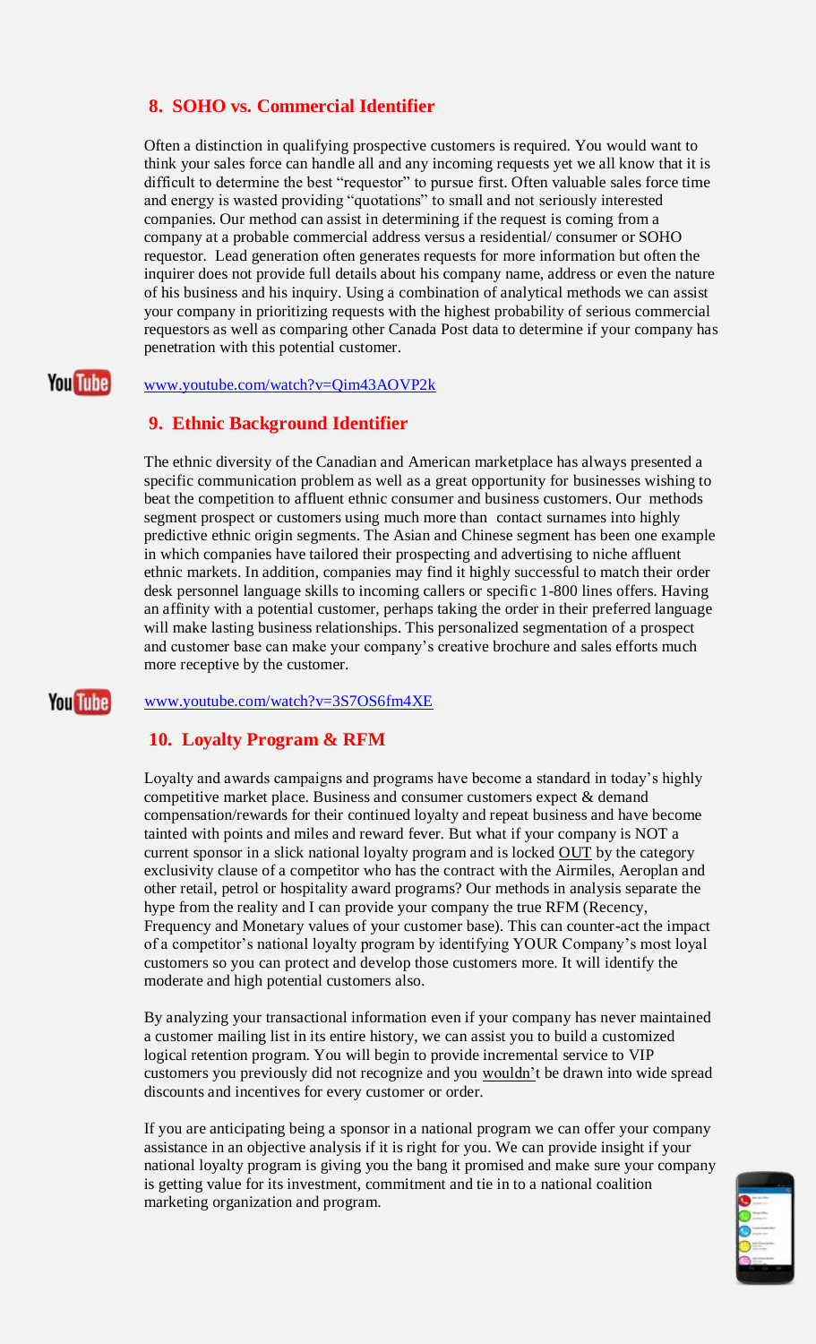## 8. SOHO vs. Commercial Identifier

Often a distinction in qualifying prospective customers is required. You would want to think your sales force can handle all and any incoming requests yet we all know that it is difficult to determine the best "requestor" to pursue first. Often valuable sales force time and energy is wasted providing "quotations" to small and not seriously interested companies. Our method can assist in determining if the request is coming from a company at a probable commercial address versus a residential/ consumer or SOHO requestor. Lead generation often generates requests for more information but often the inquirer does not provide full details about his company name, address or even the nature of his business and his inquiry. Using a combination of analytical methods we can assist your company in prioritizing requests with the highest probability of serious commercial requestors as well as comparing other Canada Post data to determine if your company has penetration with this potential customer.

www.youtube.com/watch?v=Qim43AOVP2k

## 9. Ethnic Background Identifier

The ethnic diversity of the Canadian and American marketplace has always presented a specific communication problem as well as a great opportunity for businesses wishing to beat the competition to affluent ethnic consumer and business customers. Our methods segment prospect or customers using much more than contact surnames into highly predictive ethnic origin segments. The Asian and Chinese segment has been one example in which companies have tailored their prospecting and advertising to niche affluent ethnic markets. In addition, companies may find it highly successful to match their order desk personnel language skills to incoming callers or specific 1-800 lines offers. Having an affinity with a potential customer, perhaps taking the order in their preferred language will make lasting business relationships. This personalized segmentation of a prospect and customer base can make your company's creative brochure and sales efforts much more receptive by the customer.

www.youtube.com/watch?v=3S7OS6fm4XE

## 10. Loyalty Program & RFM

Loyalty and awards campaigns and programs have become a standard in today's highly competitive market place. Business and consumer customers expect & demand compensation/rewards for their continued loyalty and repeat business and have become tainted with points and miles and reward fever. But what if your company is NOT a current sponsor in a slick national loyalty program and is locked OUT by the category exclusivity clause of a competitor who has the contract with the Airmiles, Aeroplan and other retail, petrol or hospitality award programs? Our methods in analysis separate the hype from the reality and I can provide your company the true RFM (Recency, Frequency and Monetary values of your customer base). This can counter-act the impact of a competitor's national loyalty program by identifying YOUR Company's most loyal customers so you can protect and develop those customers more. It will identify the moderate and high potential customers also.

By analyzing your transactional information even if your company has never maintained a customer mailing list in its entire history, we can assist you to build a customized logical retention program. You will begin to provide incremental service to VIP customers you previously did not recognize and you wouldn't be drawn into wide spread discounts and incentives for every customer or order.

If you are anticipating being a sponsor in a national program we can offer your company assistance in an objective analysis if it is right for you. We can provide insight if your national loyalty program is giving you the bang it promised and make sure your company is getting value for its investment, commitment and tie in to a national coalition marketing organization and program.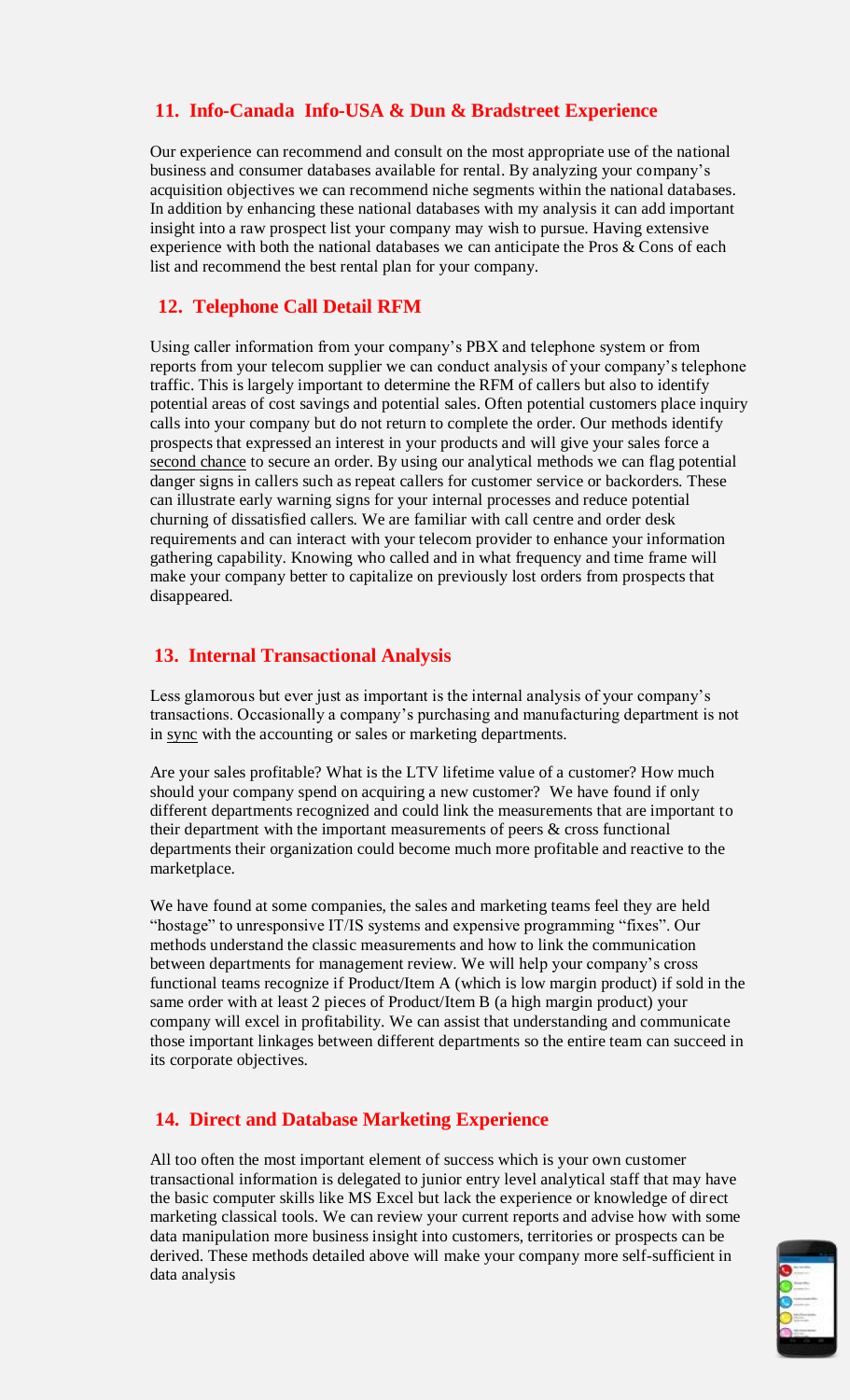## 11. Info-Canada Info-USA & Dun & Bradstreet Experience

Our experience can recommend and consult on the most appropriate use of the national business and consumer databases available for rental. By analyzing your company's acquisition objectives we can recommend niche segments within the national databases. In addition by enhancing these national databases with my analysis it can add important insight into a raw prospect list your company may wish to pursue. Having extensive experience with both the national databases we can anticipate the Pros & Cons of each list and recommend the best rental plan for your company.

## 12. Telephone Call Detail RFM

Using caller information from your company's PBX and telephone system or from reports from your telecom supplier we can conduct analysis of your company's telephone traffic. This is largely important to determine the RFM of callers but also to identify potential areas of cost savings and potential sales. Often potential customers place inquiry calls into your company but do not return to complete the order. Our methods identify prospects that expressed an interest in your products and will give your sales force a second chance to secure an order. By using our analytical methods we can flag potential danger signs in callers such as repeat callers for customer service or backorders. These can illustrate early warning signs for your internal processes and reduce potential churning of dissatisfied callers. We are familiar with call centre and order desk requirements and can interact with your telecom provider to enhance your information gathering capability. Knowing who called and in what frequency and time frame will make your company better to capitalize on previously lost orders from prospects that disappeared.

## 13. Internal Transactional Analysis

Less glamorous but ever just as important is the internal analysis of your company's transactions. Occasionally a company's purchasing and manufacturing department is not in sync with the accounting or sales or marketing departments.

Are your sales profitable? What is the LTV lifetime value of a customer? How much should your company spend on acquiring a new customer? We have found if only different departments recognized and could link the measurements that are important to their department with the important measurements of peers & cross functional departments their organization could become much more profitable and reactive to the marketplace.

We have found at some companies, the sales and marketing teams feel they are held "hostage" to unresponsive IT/IS systems and expensive programming "fixes". Our methods understand the classic measurements and how to link the communication between departments for management review. We will help your company's cross functional teams recognize if Product/Item A (which is low margin product) if sold in the same order with at least 2 pieces of Product/Item B (a high margin product) your company will excel in profitability. We can assist that understanding and communicate those important linkages between different departments so the entire team can succeed in its corporate objectives.

## 14. Direct and Database Marketing Experience

All too often the most important element of success which is your own customer transactional information is delegated to junior entry level analytical staff that may have the basic computer skills like MS Excel but lack the experience or knowledge of direct marketing classical tools. We can review your current reports and advise how with some data manipulation more business insight into customers, territories or prospects can be derived. These methods detailed above will make your company more self-sufficient in data analysis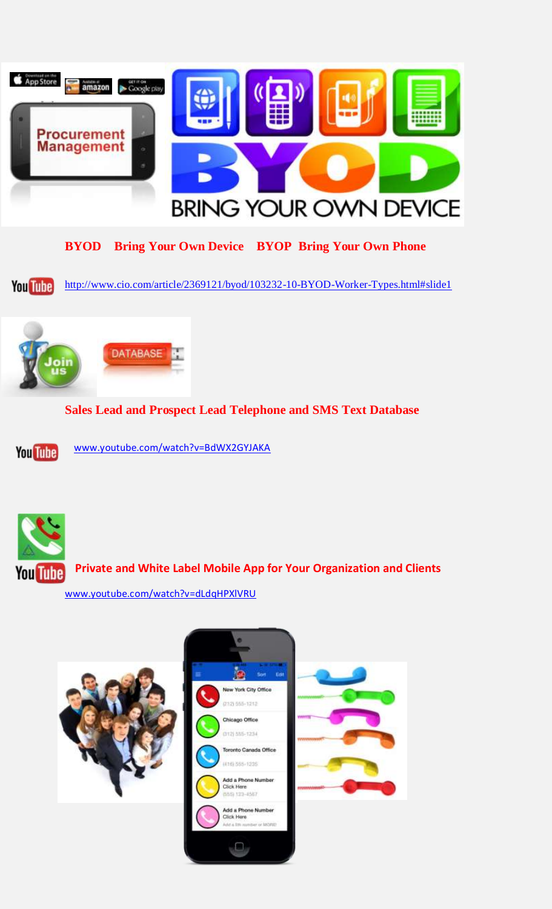**BYOD Bring Your Own Device BYOP Bring Your Own Phone**

http://www.cio.com/article/2369121/byod/103232-10-BYOD-Worker-Types.html#slide1

**Sales Lead and Prospect Lead Telephone and SMS Text Database**

www.youtube.com/watch?v=BdWX2GYJAKA

**Private and White Label Mobile App for Your Organization and Clients**

www.youtube.com/watch?v=dLdqHPXlVRU